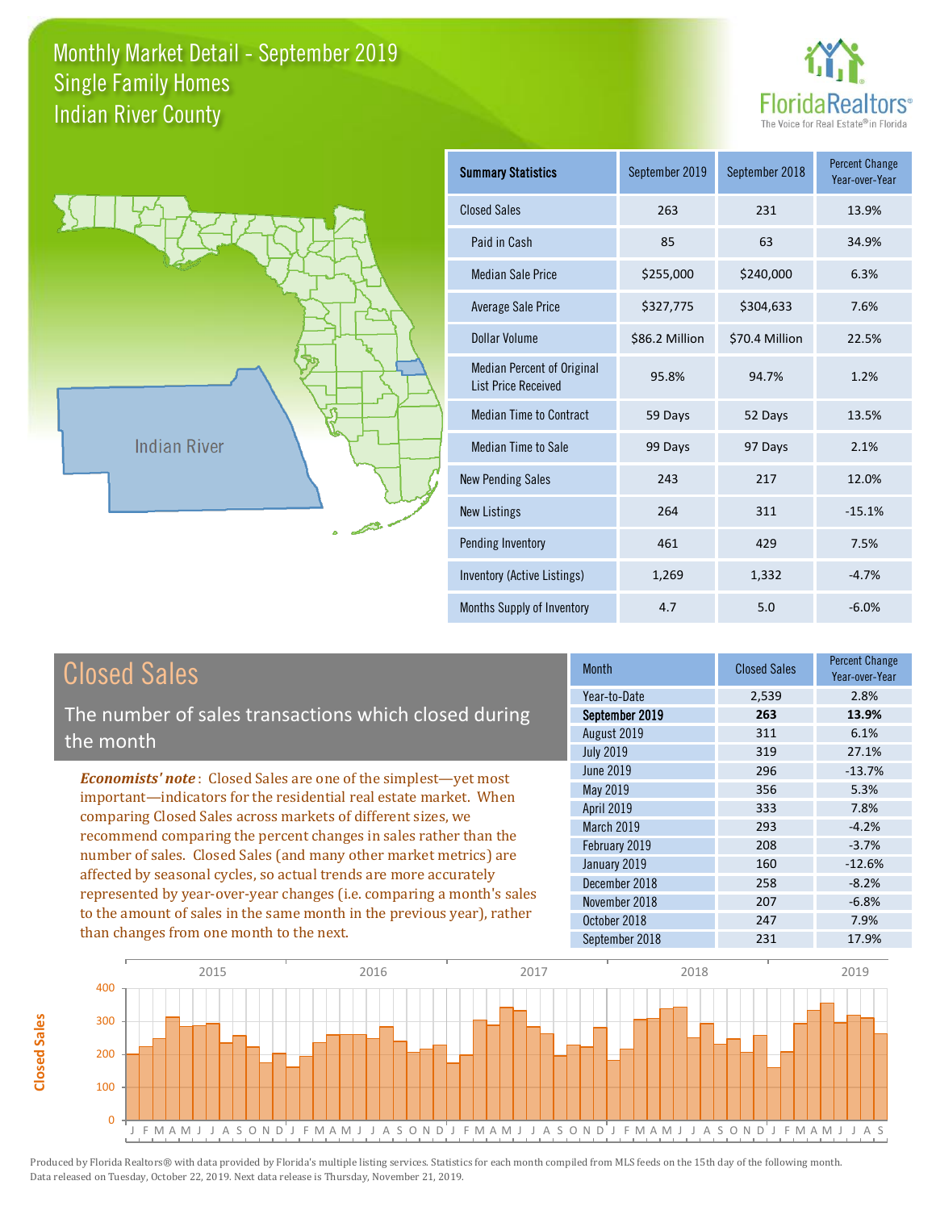# Monthly Market Detail - September 2019
## Single Family Homes
## Indian River County

FloridaRealtors® The Voice for Real Estate® in Florida

| Summary Statistics | September 2019 | September 2018 | Percent Change Year-over-Year |
|---|---|---|---|
| Closed Sales | 263 | 231 | 13.9% |
| Paid in Cash | 85 | 63 | 34.9% |
| Median Sale Price | $255,000 | $240,000 | 6.3% |
| Average Sale Price | $327,775 | $304,633 | 7.6% |
| Dollar Volume | $86.2 Million | $70.4 Million | 22.5% |
| Median Percent of Original List Price Received | 95.8% | 94.7% | 1.2% |
| Median Time to Contract | 59 Days | 52 Days | 13.5% |
| Median Time to Sale | 99 Days | 97 Days | 2.1% |
| New Pending Sales | 243 | 217 | 12.0% |
| New Listings | 264 | 311 | -15.1% |
| Pending Inventory | 461 | 429 | 7.5% |
| Inventory (Active Listings) | 1,269 | 1,332 | -4.7% |
| Months Supply of Inventory | 4.7 | 5.0 | -6.0% |

## Closed Sales

The number of sales transactions which closed during the month

***Economists' note***: Closed Sales are one of the simplest—yet most important—indicators for the residential real estate market. When comparing Closed Sales across markets of different sizes, we recommend comparing the percent changes in sales rather than the number of sales. Closed Sales (and many other market metrics) are affected by seasonal cycles, so actual trends are more accurately represented by year-over-year changes (i.e. comparing a month's sales to the amount of sales in the same month in the previous year), rather than changes from one month to the next.

| Month | Closed Sales | Percent Change Year-over-Year |
|---|---|---|
| Year-to-Date | 2,539 | 2.8% |
| **September 2019** | **263** | **13.9%** |
| August 2019 | 311 | 6.1% |
| July 2019 | 319 | 27.1% |
| June 2019 | 296 | -13.7% |
| May 2019 | 356 | 5.3% |
| April 2019 | 333 | 7.8% |
| March 2019 | 293 | -4.2% |
| February 2019 | 208 | -3.7% |
| January 2019 | 160 | -12.6% |
| December 2018 | 258 | -8.2% |
| November 2018 | 207 | -6.8% |
| October 2018 | 247 | 7.9% |
| September 2018 | 231 | 17.9% |

Produced by Florida Realtors® with data provided by Florida's multiple listing services. Statistics for each month compiled from MLS feeds on the 15th day of the following month. Data released on Tuesday, October 22, 2019. Next data release is Thursday, November 21, 2019.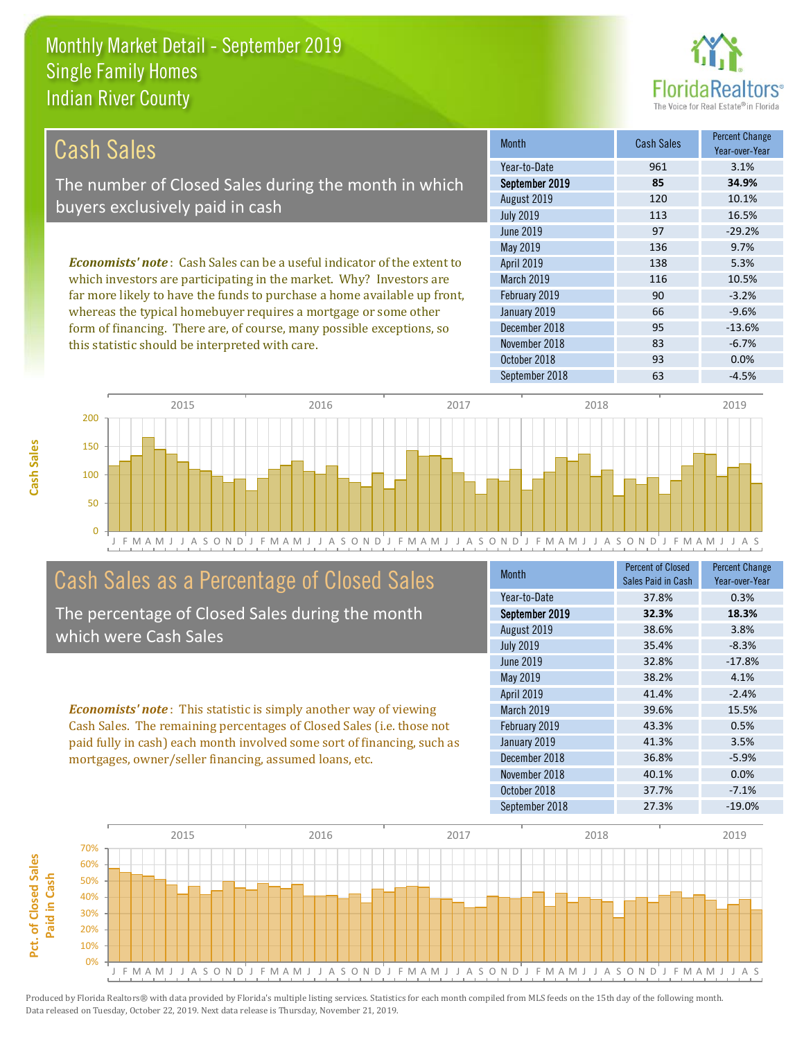# Monthly Market Detail - September 2019
## Single Family Homes
## Indian River County

## Cash Sales

The number of Closed Sales during the month in which buyers exclusively paid in cash

*Economists' note*: Cash Sales can be a useful indicator of the extent to which investors are participating in the market. Why? Investors are far more likely to have the funds to purchase a home available up front, whereas the typical homebuyer requires a mortgage or some other form of financing. There are, of course, many possible exceptions, so this statistic should be interpreted with care.

| Month | Cash Sales | Percent Change Year-over-Year |
|---|---|---|
| Year-to-Date | 961 | 3.1% |
| **September 2019** | **85** | **34.9%** |
| August 2019 | 120 | 10.1% |
| July 2019 | 113 | 16.5% |
| June 2019 | 97 | -29.2% |
| May 2019 | 136 | 9.7% |
| April 2019 | 138 | 5.3% |
| March 2019 | 116 | 10.5% |
| February 2019 | 90 | -3.2% |
| January 2019 | 66 | -9.6% |
| December 2018 | 95 | -13.6% |
| November 2018 | 83 | -6.7% |
| October 2018 | 93 | 0.0% |
| September 2018 | 63 | -4.5% |

## Cash Sales as a Percentage of Closed Sales

The percentage of Closed Sales during the month which were Cash Sales

*Economists' note*: This statistic is simply another way of viewing Cash Sales. The remaining percentages of Closed Sales (i.e. those not paid fully in cash) each month involved some sort of financing, such as mortgages, owner/seller financing, assumed loans, etc.

| Month | Percent of Closed Sales Paid in Cash | Percent Change Year-over-Year |
|---|---|---|
| Year-to-Date | 37.8% | 0.3% |
| **September 2019** | **32.3%** | **18.3%** |
| August 2019 | 38.6% | 3.8% |
| July 2019 | 35.4% | -8.3% |
| June 2019 | 32.8% | -17.8% |
| May 2019 | 38.2% | 4.1% |
| April 2019 | 41.4% | -2.4% |
| March 2019 | 39.6% | 15.5% |
| February 2019 | 43.3% | 0.5% |
| January 2019 | 41.3% | 3.5% |
| December 2018 | 36.8% | -5.9% |
| November 2018 | 40.1% | 0.0% |
| October 2018 | 37.7% | -7.1% |
| September 2018 | 27.3% | -19.0% |

Produced by Florida Realtors® with data provided by Florida's multiple listing services. Statistics for each month compiled from MLS feeds on the 15th day of the following month. Data released on Tuesday, October 22, 2019. Next data release is Thursday, November 21, 2019.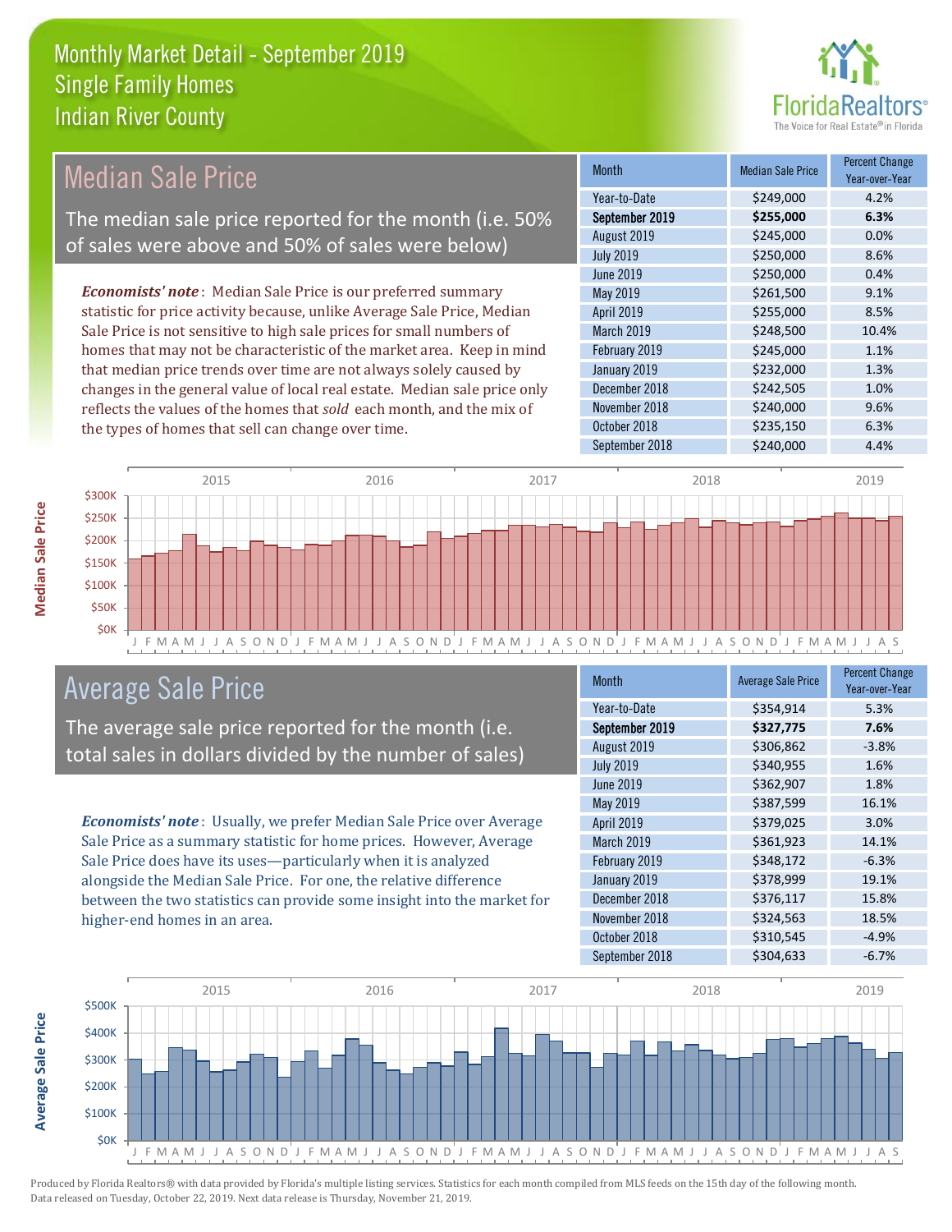# Monthly Market Detail - September 2019
## Single Family Homes
## Indian River County

## Median Sale Price

The median sale price reported for the month (i.e. 50% of sales were above and 50% of sales were below)

***Economists' note***: Median Sale Price is our preferred summary statistic for price activity because, unlike Average Sale Price, Median Sale Price is not sensitive to high sale prices for small numbers of homes that may not be characteristic of the market area. Keep in mind that median price trends over time are not always solely caused by changes in the general value of local real estate. Median sale price only reflects the values of the homes that *sold* each month, and the mix of the types of homes that sell can change over time.

| Month | Median Sale Price | Percent Change Year-over-Year |
|---|---|---|
| Year-to-Date | $249,000 | 4.2% |
| **September 2019** | **$255,000** | **6.3%** |
| August 2019 | $245,000 | 0.0% |
| July 2019 | $250,000 | 8.6% |
| June 2019 | $250,000 | 0.4% |
| May 2019 | $261,500 | 9.1% |
| April 2019 | $255,000 | 8.5% |
| March 2019 | $248,500 | 10.4% |
| February 2019 | $245,000 | 1.1% |
| January 2019 | $232,000 | 1.3% |
| December 2018 | $242,505 | 1.0% |
| November 2018 | $240,000 | 9.6% |
| October 2018 | $235,150 | 6.3% |
| September 2018 | $240,000 | 4.4% |

## Average Sale Price

The average sale price reported for the month (i.e. total sales in dollars divided by the number of sales)

***Economists' note***: Usually, we prefer Median Sale Price over Average Sale Price as a summary statistic for home prices. However, Average Sale Price does have its uses—particularly when it is analyzed alongside the Median Sale Price. For one, the relative difference between the two statistics can provide some insight into the market for higher-end homes in an area.

| Month | Average Sale Price | Percent Change Year-over-Year |
|---|---|---|
| Year-to-Date | $354,914 | 5.3% |
| **September 2019** | **$327,775** | **7.6%** |
| August 2019 | $306,862 | -3.8% |
| July 2019 | $340,955 | 1.6% |
| June 2019 | $362,907 | 1.8% |
| May 2019 | $387,599 | 16.1% |
| April 2019 | $379,025 | 3.0% |
| March 2019 | $361,923 | 14.1% |
| February 2019 | $348,172 | -6.3% |
| January 2019 | $378,999 | 19.1% |
| December 2018 | $376,117 | 15.8% |
| November 2018 | $324,563 | 18.5% |
| October 2018 | $310,545 | -4.9% |
| September 2018 | $304,633 | -6.7% |

Produced by Florida Realtors® with data provided by Florida's multiple listing services. Statistics for each month compiled from MLS feeds on the 15th day of the following month. Data released on Tuesday, October 22, 2019. Next data release is Thursday, November 21, 2019.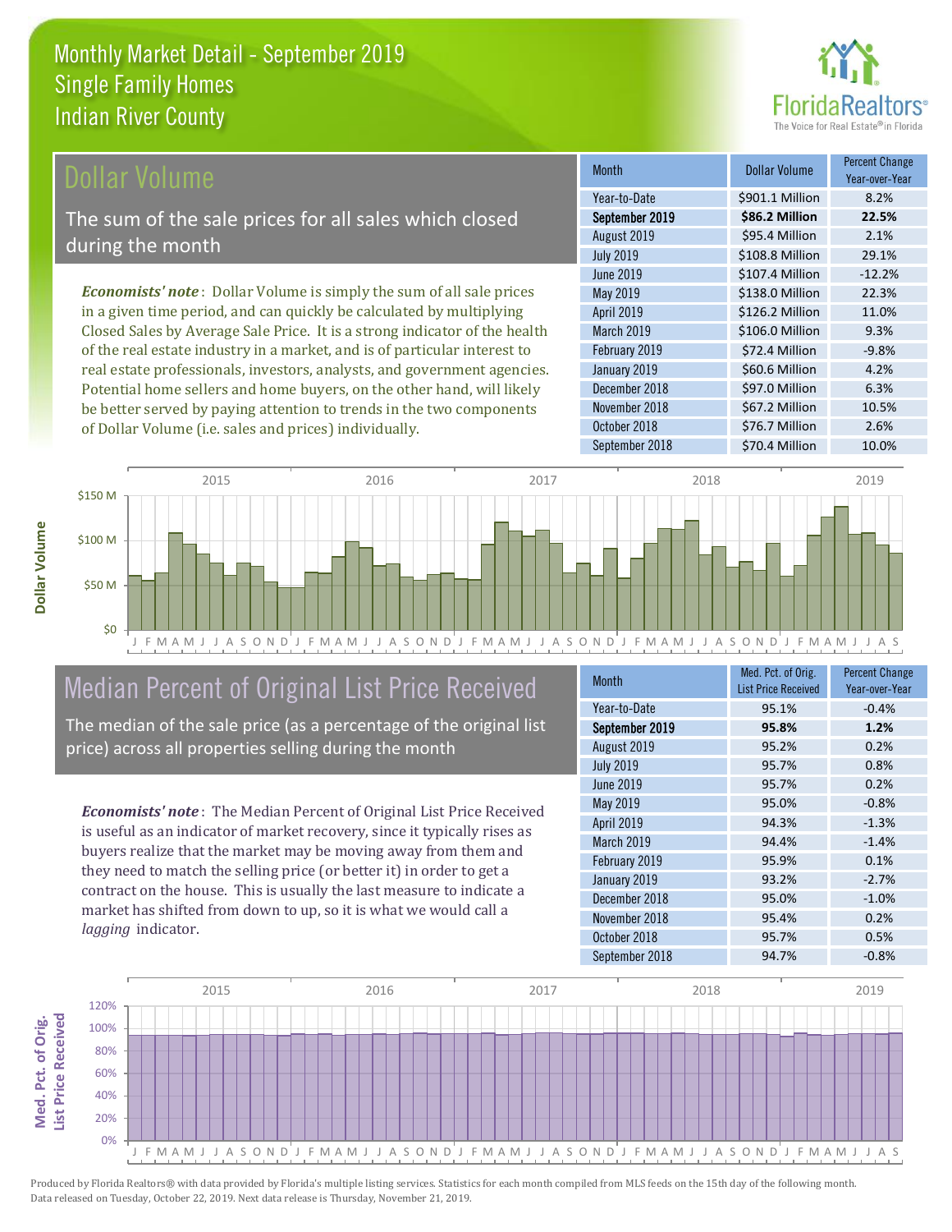# Monthly Market Detail - September 2019
## Single Family Homes
## Indian River County

## Dollar Volume

The sum of the sale prices for all sales which closed during the month

*Economists' note*: Dollar Volume is simply the sum of all sale prices in a given time period, and can quickly be calculated by multiplying Closed Sales by Average Sale Price. It is a strong indicator of the health of the real estate industry in a market, and is of particular interest to real estate professionals, investors, analysts, and government agencies. Potential home sellers and home buyers, on the other hand, will likely be better served by paying attention to trends in the two components of Dollar Volume (i.e. sales and prices) individually.

| Month | Dollar Volume | Percent Change Year-over-Year |
|---|---|---|
| Year-to-Date | $901.1 Million | 8.2% |
| **September 2019** | **$86.2 Million** | **22.5%** |
| August 2019 | $95.4 Million | 2.1% |
| July 2019 | $108.8 Million | 29.1% |
| June 2019 | $107.4 Million | -12.2% |
| May 2019 | $138.0 Million | 22.3% |
| April 2019 | $126.2 Million | 11.0% |
| March 2019 | $106.0 Million | 9.3% |
| February 2019 | $72.4 Million | -9.8% |
| January 2019 | $60.6 Million | 4.2% |
| December 2018 | $97.0 Million | 6.3% |
| November 2018 | $67.2 Million | 10.5% |
| October 2018 | $76.7 Million | 2.6% |
| September 2018 | $70.4 Million | 10.0% |

## Median Percent of Original List Price Received

The median of the sale price (as a percentage of the original list price) across all properties selling during the month

*Economists' note*: The Median Percent of Original List Price Received is useful as an indicator of market recovery, since it typically rises as buyers realize that the market may be moving away from them and they need to match the selling price (or better it) in order to get a contract on the house. This is usually the last measure to indicate a market has shifted from down to up, so it is what we would call a *lagging* indicator.

| Month | Med. Pct. of Orig. List Price Received | Percent Change Year-over-Year |
|---|---|---|
| Year-to-Date | 95.1% | -0.4% |
| **September 2019** | **95.8%** | **1.2%** |
| August 2019 | 95.2% | 0.2% |
| July 2019 | 95.7% | 0.8% |
| June 2019 | 95.7% | 0.2% |
| May 2019 | 95.0% | -0.8% |
| April 2019 | 94.3% | -1.3% |
| March 2019 | 94.4% | -1.4% |
| February 2019 | 95.9% | 0.1% |
| January 2019 | 93.2% | -2.7% |
| December 2018 | 95.0% | -1.0% |
| November 2018 | 95.4% | 0.2% |
| October 2018 | 95.7% | 0.5% |
| September 2018 | 94.7% | -0.8% |

Produced by Florida Realtors® with data provided by Florida's multiple listing services. Statistics for each month compiled from MLS feeds on the 15th day of the following month. Data released on Tuesday, October 22, 2019. Next data release is Thursday, November 21, 2019.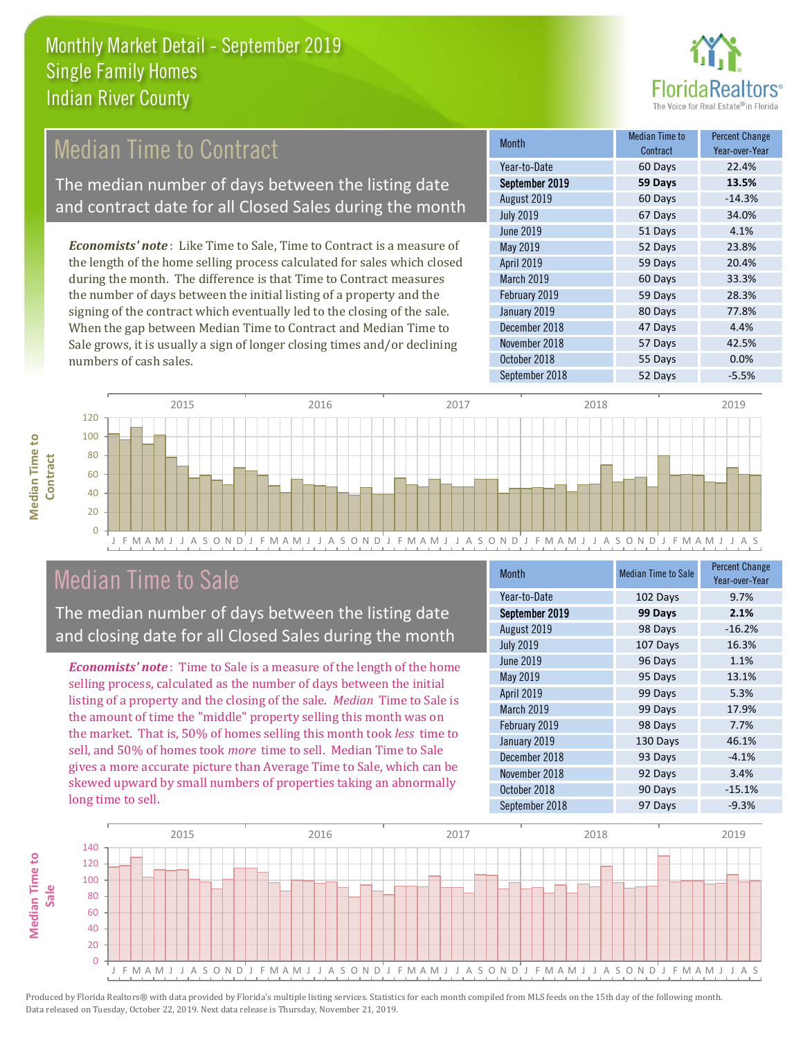# Monthly Market Detail - September 2019
## Single Family Homes
## Indian River County

## Median Time to Contract

The median number of days between the listing date and contract date for all Closed Sales during the month

*Economists' note*: Like Time to Sale, Time to Contract is a measure of the length of the home selling process calculated for sales which closed during the month. The difference is that Time to Contract measures the number of days between the initial listing of a property and the signing of the contract which eventually led to the closing of the sale. When the gap between Median Time to Contract and Median Time to Sale grows, it is usually a sign of longer closing times and/or declining numbers of cash sales.

| Month | Median Time to Contract | Percent Change Year-over-Year |
|---|---|---|
| Year-to-Date | 60 Days | 22.4% |
| **September 2019** | **59 Days** | **13.5%** |
| August 2019 | 60 Days | -14.3% |
| July 2019 | 67 Days | 34.0% |
| June 2019 | 51 Days | 4.1% |
| May 2019 | 52 Days | 23.8% |
| April 2019 | 59 Days | 20.4% |
| March 2019 | 60 Days | 33.3% |
| February 2019 | 59 Days | 28.3% |
| January 2019 | 80 Days | 77.8% |
| December 2018 | 47 Days | 4.4% |
| November 2018 | 57 Days | 42.5% |
| October 2018 | 55 Days | 0.0% |
| September 2018 | 52 Days | -5.5% |

## Median Time to Sale

The median number of days between the listing date and closing date for all Closed Sales during the month

*Economists' note*: Time to Sale is a measure of the length of the home selling process, calculated as the number of days between the initial listing of a property and the closing of the sale. *Median* Time to Sale is the amount of time the "middle" property selling this month was on the market. That is, 50% of homes selling this month took *less* time to sell, and 50% of homes took *more* time to sell. Median Time to Sale gives a more accurate picture than Average Time to Sale, which can be skewed upward by small numbers of properties taking an abnormally long time to sell.

| Month | Median Time to Sale | Percent Change Year-over-Year |
|---|---|---|
| Year-to-Date | 102 Days | 9.7% |
| **September 2019** | **99 Days** | **2.1%** |
| August 2019 | 98 Days | -16.2% |
| July 2019 | 107 Days | 16.3% |
| June 2019 | 96 Days | 1.1% |
| May 2019 | 95 Days | 13.1% |
| April 2019 | 99 Days | 5.3% |
| March 2019 | 99 Days | 17.9% |
| February 2019 | 98 Days | 7.7% |
| January 2019 | 130 Days | 46.1% |
| December 2018 | 93 Days | -4.1% |
| November 2018 | 92 Days | 3.4% |
| October 2018 | 90 Days | -15.1% |
| September 2018 | 97 Days | -9.3% |

Produced by Florida Realtors® with data provided by Florida's multiple listing services. Statistics for each month compiled from MLS feeds on the 15th day of the following month. Data released on Tuesday, October 22, 2019. Next data release is Thursday, November 21, 2019.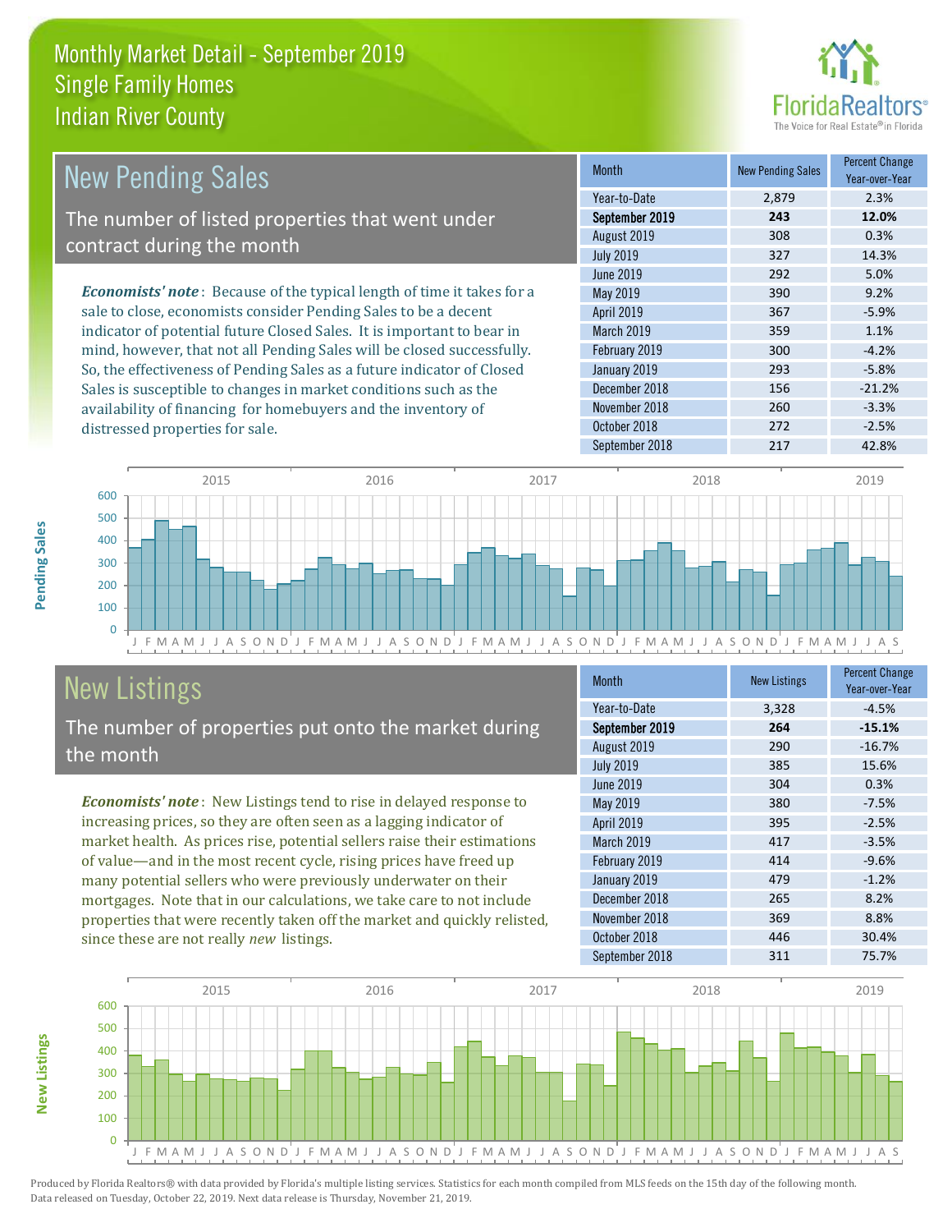# Monthly Market Detail - September 2019
## Single Family Homes
## Indian River County

## New Pending Sales

The number of listed properties that went under contract during the month

*Economists' note*: Because of the typical length of time it takes for a sale to close, economists consider Pending Sales to be a decent indicator of potential future Closed Sales. It is important to bear in mind, however, that not all Pending Sales will be closed successfully. So, the effectiveness of Pending Sales as a future indicator of Closed Sales is susceptible to changes in market conditions such as the availability of financing for homebuyers and the inventory of distressed properties for sale.

| Month | New Pending Sales | Percent Change Year-over-Year |
|---|---|---|
| Year-to-Date | 2,879 | 2.3% |
| **September 2019** | **243** | **12.0%** |
| August 2019 | 308 | 0.3% |
| July 2019 | 327 | 14.3% |
| June 2019 | 292 | 5.0% |
| May 2019 | 390 | 9.2% |
| April 2019 | 367 | -5.9% |
| March 2019 | 359 | 1.1% |
| February 2019 | 300 | -4.2% |
| January 2019 | 293 | -5.8% |
| December 2018 | 156 | -21.2% |
| November 2018 | 260 | -3.3% |
| October 2018 | 272 | -2.5% |
| September 2018 | 217 | 42.8% |

## New Listings

The number of properties put onto the market during the month

*Economists' note*: New Listings tend to rise in delayed response to increasing prices, so they are often seen as a lagging indicator of market health. As prices rise, potential sellers raise their estimations of value—and in the most recent cycle, rising prices have freed up many potential sellers who were previously underwater on their mortgages. Note that in our calculations, we take care to not include properties that were recently taken off the market and quickly relisted, since these are not really *new* listings.

| Month | New Listings | Percent Change Year-over-Year |
|---|---|---|
| Year-to-Date | 3,328 | -4.5% |
| **September 2019** | **264** | **-15.1%** |
| August 2019 | 290 | -16.7% |
| July 2019 | 385 | 15.6% |
| June 2019 | 304 | 0.3% |
| May 2019 | 380 | -7.5% |
| April 2019 | 395 | -2.5% |
| March 2019 | 417 | -3.5% |
| February 2019 | 414 | -9.6% |
| January 2019 | 479 | -1.2% |
| December 2018 | 265 | 8.2% |
| November 2018 | 369 | 8.8% |
| October 2018 | 446 | 30.4% |
| September 2018 | 311 | 75.7% |

Produced by Florida Realtors® with data provided by Florida's multiple listing services. Statistics for each month compiled from MLS feeds on the 15th day of the following month. Data released on Tuesday, October 22, 2019. Next data release is Thursday, November 21, 2019.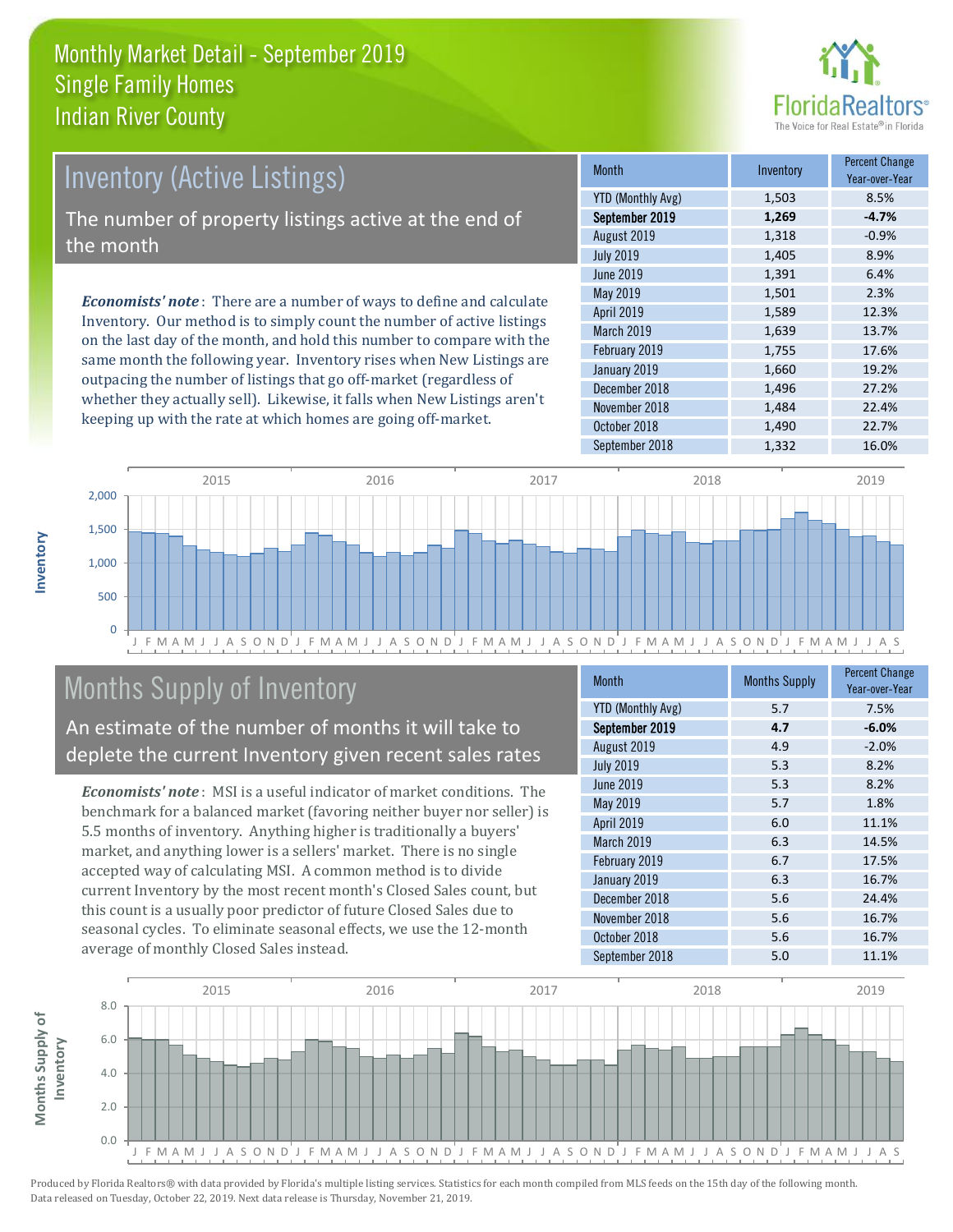# Monthly Market Detail - September 2019
## Single Family Homes
## Indian River County

## Inventory (Active Listings)

The number of property listings active at the end of the month

***Economists' note***: There are a number of ways to define and calculate Inventory. Our method is to simply count the number of active listings on the last day of the month, and hold this number to compare with the same month the following year. Inventory rises when New Listings are outpacing the number of listings that go off-market (regardless of whether they actually sell). Likewise, it falls when New Listings aren't keeping up with the rate at which homes are going off-market.

| Month | Inventory | Percent Change Year-over-Year |
|---|---|---|
| YTD (Monthly Avg) | 1,503 | 8.5% |
| **September 2019** | **1,269** | **-4.7%** |
| August 2019 | 1,318 | -0.9% |
| July 2019 | 1,405 | 8.9% |
| June 2019 | 1,391 | 6.4% |
| May 2019 | 1,501 | 2.3% |
| April 2019 | 1,589 | 12.3% |
| March 2019 | 1,639 | 13.7% |
| February 2019 | 1,755 | 17.6% |
| January 2019 | 1,660 | 19.2% |
| December 2018 | 1,496 | 27.2% |
| November 2018 | 1,484 | 22.4% |
| October 2018 | 1,490 | 22.7% |
| September 2018 | 1,332 | 16.0% |

## Months Supply of Inventory

An estimate of the number of months it will take to deplete the current Inventory given recent sales rates

***Economists' note***: MSI is a useful indicator of market conditions. The benchmark for a balanced market (favoring neither buyer nor seller) is 5.5 months of inventory. Anything higher is traditionally a buyers' market, and anything lower is a sellers' market. There is no single accepted way of calculating MSI. A common method is to divide current Inventory by the most recent month's Closed Sales count, but this count is a usually poor predictor of future Closed Sales due to seasonal cycles. To eliminate seasonal effects, we use the 12-month average of monthly Closed Sales instead.

| Month | Months Supply | Percent Change Year-over-Year |
|---|---|---|
| YTD (Monthly Avg) | 5.7 | 7.5% |
| **September 2019** | **4.7** | **-6.0%** |
| August 2019 | 4.9 | -2.0% |
| July 2019 | 5.3 | 8.2% |
| June 2019 | 5.3 | 8.2% |
| May 2019 | 5.7 | 1.8% |
| April 2019 | 6.0 | 11.1% |
| March 2019 | 6.3 | 14.5% |
| February 2019 | 6.7 | 17.5% |
| January 2019 | 6.3 | 16.7% |
| December 2018 | 5.6 | 24.4% |
| November 2018 | 5.6 | 16.7% |
| October 2018 | 5.6 | 16.7% |
| September 2018 | 5.0 | 11.1% |

Produced by Florida Realtors® with data provided by Florida's multiple listing services. Statistics for each month compiled from MLS feeds on the 15th day of the following month. Data released on Tuesday, October 22, 2019. Next data release is Thursday, November 21, 2019.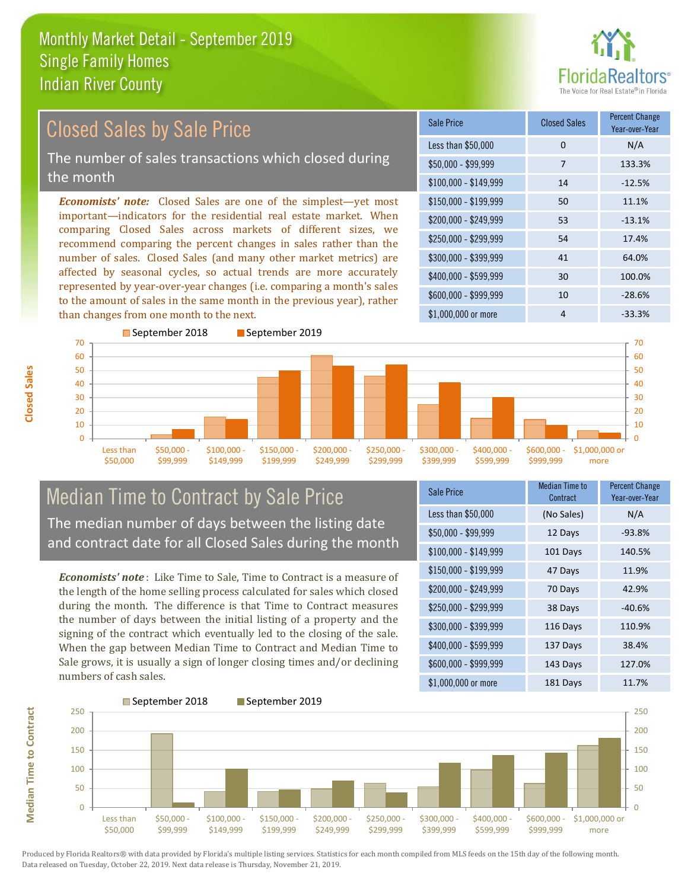# Monthly Market Detail - September 2019
## Single Family Homes
## Indian River County

## Closed Sales by Sale Price

The number of sales transactions which closed during the month

***Economists' note:*** Closed Sales are one of the simplest—yet most important—indicators for the residential real estate market. When comparing Closed Sales across markets of different sizes, we recommend comparing the percent changes in sales rather than the number of sales. Closed Sales (and many other market metrics) are affected by seasonal cycles, so actual trends are more accurately represented by year-over-year changes (i.e. comparing a month's sales to the amount of sales in the same month in the previous year), rather than changes from one month to the next.

| Sale Price | Closed Sales | Percent Change Year-over-Year |
|---|---|---|
| Less than $50,000 | 0 | N/A |
| $50,000 - $99,999 | 7 | 133.3% |
| $100,000 - $149,999 | 14 | -12.5% |
| $150,000 - $199,999 | 50 | 11.1% |
| $200,000 - $249,999 | 53 | -13.1% |
| $250,000 - $299,999 | 54 | 17.4% |
| $300,000 - $399,999 | 41 | 64.0% |
| $400,000 - $599,999 | 30 | 100.0% |
| $600,000 - $999,999 | 10 | -28.6% |
| $1,000,000 or more | 4 | -33.3% |

## Median Time to Contract by Sale Price

The median number of days between the listing date and contract date for all Closed Sales during the month

***Economists' note***: Like Time to Sale, Time to Contract is a measure of the length of the home selling process calculated for sales which closed during the month. The difference is that Time to Contract measures the number of days between the initial listing of a property and the signing of the contract which eventually led to the closing of the sale. When the gap between Median Time to Contract and Median Time to Sale grows, it is usually a sign of longer closing times and/or declining numbers of cash sales.

| Sale Price | Median Time to Contract | Percent Change Year-over-Year |
|---|---|---|
| Less than $50,000 | (No Sales) | N/A |
| $50,000 - $99,999 | 12 Days | -93.8% |
| $100,000 - $149,999 | 101 Days | 140.5% |
| $150,000 - $199,999 | 47 Days | 11.9% |
| $200,000 - $249,999 | 70 Days | 42.9% |
| $250,000 - $299,999 | 38 Days | -40.6% |
| $300,000 - $399,999 | 116 Days | 110.9% |
| $400,000 - $599,999 | 137 Days | 38.4% |
| $600,000 - $999,999 | 143 Days | 127.0% |
| $1,000,000 or more | 181 Days | 11.7% |

Produced by Florida Realtors® with data provided by Florida's multiple listing services. Statistics for each month compiled from MLS feeds on the 15th day of the following month. Data released on Tuesday, October 22, 2019. Next data release is Thursday, November 21, 2019.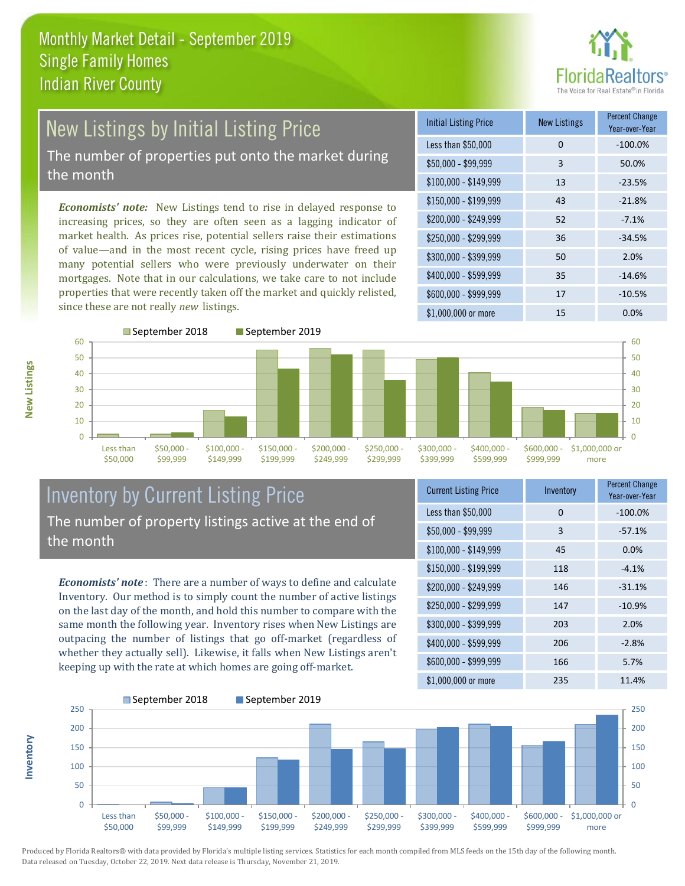# Monthly Market Detail - September 2019
## Single Family Homes
## Indian River County

## New Listings by Initial Listing Price

The number of properties put onto the market during the month

***Economists' note:*** New Listings tend to rise in delayed response to increasing prices, so they are often seen as a lagging indicator of market health. As prices rise, potential sellers raise their estimations of value—and in the most recent cycle, rising prices have freed up many potential sellers who were previously underwater on their mortgages. Note that in our calculations, we take care to not include properties that were recently taken off the market and quickly relisted, since these are not really *new* listings.

| Initial Listing Price | New Listings | Percent Change Year-over-Year |
|---|---|---|
| Less than $50,000 | 0 | -100.0% |
| $50,000 - $99,999 | 3 | 50.0% |
| $100,000 - $149,999 | 13 | -23.5% |
| $150,000 - $199,999 | 43 | -21.8% |
| $200,000 - $249,999 | 52 | -7.1% |
| $250,000 - $299,999 | 36 | -34.5% |
| $300,000 - $399,999 | 50 | 2.0% |
| $400,000 - $599,999 | 35 | -14.6% |
| $600,000 - $999,999 | 17 | -10.5% |
| $1,000,000 or more | 15 | 0.0% |

## Inventory by Current Listing Price

The number of property listings active at the end of the month

***Economists' note*:** There are a number of ways to define and calculate Inventory. Our method is to simply count the number of active listings on the last day of the month, and hold this number to compare with the same month the following year. Inventory rises when New Listings are outpacing the number of listings that go off-market (regardless of whether they actually sell). Likewise, it falls when New Listings aren't keeping up with the rate at which homes are going off-market.

| Current Listing Price | Inventory | Percent Change Year-over-Year |
|---|---|---|
| Less than $50,000 | 0 | -100.0% |
| $50,000 - $99,999 | 3 | -57.1% |
| $100,000 - $149,999 | 45 | 0.0% |
| $150,000 - $199,999 | 118 | -4.1% |
| $200,000 - $249,999 | 146 | -31.1% |
| $250,000 - $299,999 | 147 | -10.9% |
| $300,000 - $399,999 | 203 | 2.0% |
| $400,000 - $599,999 | 206 | -2.8% |
| $600,000 - $999,999 | 166 | 5.7% |
| $1,000,000 or more | 235 | 11.4% |

Produced by Florida Realtors® with data provided by Florida's multiple listing services. Statistics for each month compiled from MLS feeds on the 15th day of the following month. Data released on Tuesday, October 22, 2019. Next data release is Thursday, November 21, 2019.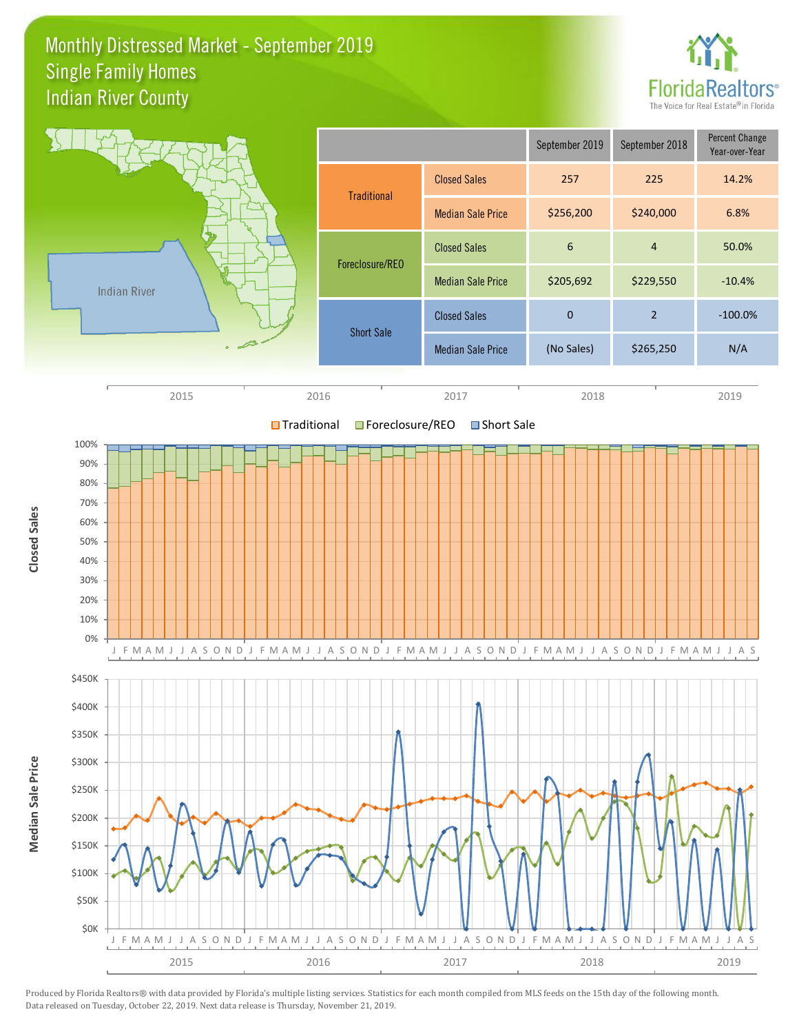# Monthly Distressed Market - September 2019
## Single Family Homes
## Indian River County

FloridaRealtors®
The Voice for Real Estate® in Florida

Indian River

| | | September 2019 | September 2018 | Percent Change Year-over-Year |
|---|---|---|---|---|
| Traditional | Closed Sales | 257 | 225 | 14.2% |
| | Median Sale Price | $256,200 | $240,000 | 6.8% |
| Foreclosure/REO | Closed Sales | 6 | 4 | 50.0% |
| | Median Sale Price | $205,692 | $229,550 | -10.4% |
| Short Sale | Closed Sales | 0 | 2 | -100.0% |
| | Median Sale Price | (No Sales) | $265,250 | N/A |

2015 2016 2017 2018 2019

Traditional Foreclosure/REO Short Sale

Closed Sales

100% 90% 80% 70% 60% 50% 40% 30% 20% 10% 0%

J F M A M J J A S O N D J F M A M J J A S O N D J F M A M J J A S O N D J F M A M J J A S O N D J F M A M J J A S

Median Sale Price

$450K $400K $350K $300K $250K $200K $150K $100K $50K $0K

J F M A M J J A S O N D J F M A M J J A S O N D J F M A M J J A S O N D J F M A M J J A S O N D J F M A M J J A S

2015 2016 2017 2018 2019

Produced by Florida Realtors® with data provided by Florida's multiple listing services. Statistics for each month compiled from MLS feeds on the 15th day of the following month. Data released on Tuesday, October 22, 2019. Next data release is Thursday, November 21, 2019.